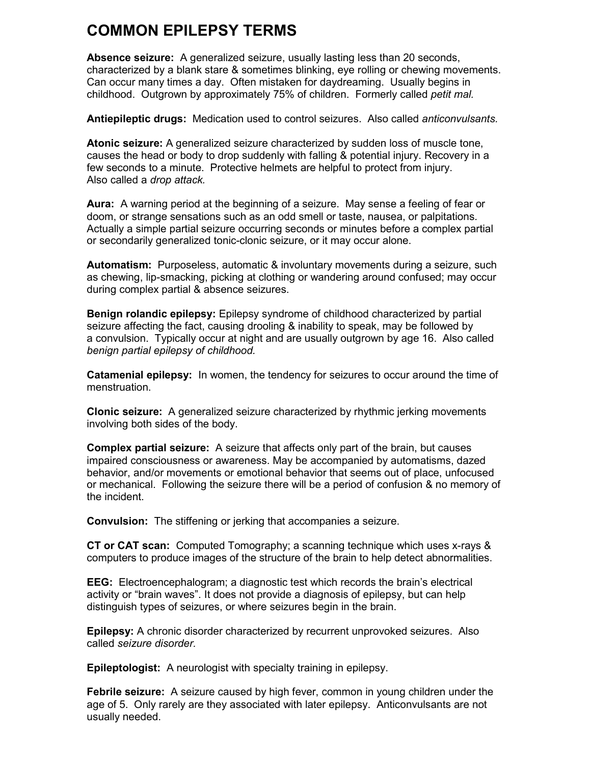# COMMON EPILEPSY TERMS

**Absence seizure:** A generalized seizure, usually lasting less than 20 seconds, characterized by a blank stare & sometimes blinking, eye rolling or chewing movements. Can occur many times a day. Often mistaken for daydreaming. Usually begins in childhood. Outgrown by approximately 75% of children. Formerly called *petit mal.*

**Antiepileptic drugs:** Medication used to control seizures. Also called *anticonvulsants.*

**Atonic seizure:** A generalized seizure characterized by sudden loss of muscle tone, causes the head or body to drop suddenly with falling & potential injury. Recovery in a few seconds to a minute. Protective helmets are helpful to protect from injury. Also called a *drop attack.*

**Aura:** A warning period at the beginning of a seizure. May sense a feeling of fear or doom, or strange sensations such as an odd smell or taste, nausea, or palpitations. Actually a simple partial seizure occurring seconds or minutes before a complex partial or secondarily generalized tonic-clonic seizure, or it may occur alone.

**Automatism:** Purposeless, automatic & involuntary movements during a seizure, such as chewing, lip-smacking, picking at clothing or wandering around confused; may occur during complex partial & absence seizures.

**Benign rolandic epilepsy:** Epilepsy syndrome of childhood characterized by partial seizure affecting the fact, causing drooling & inability to speak, may be followed by a convulsion. Typically occur at night and are usually outgrown by age 16. Also called *benign partial epilepsy of childhood.*

**Catamenial epilepsy:** In women, the tendency for seizures to occur around the time of menstruation.

**Clonic seizure:** A generalized seizure characterized by rhythmic jerking movements involving both sides of the body.

**Complex partial seizure:** A seizure that affects only part of the brain, but causes impaired consciousness or awareness. May be accompanied by automatisms, dazed behavior, and/or movements or emotional behavior that seems out of place, unfocused or mechanical. Following the seizure there will be a period of confusion & no memory of the incident.

**Convulsion:** The stiffening or jerking that accompanies a seizure.

**CT or CAT scan:** Computed Tomography; a scanning technique which uses x-rays & computers to produce images of the structure of the brain to help detect abnormalities.

**EEG:** Electroencephalogram; a diagnostic test which records the brain's electrical activity or "brain waves". It does not provide a diagnosis of epilepsy, but can help distinguish types of seizures, or where seizures begin in the brain.

**Epilepsy:** A chronic disorder characterized by recurrent unprovoked seizures. Also called *seizure disorder.*

**Epileptologist:** A neurologist with specialty training in epilepsy.

**Febrile seizure:** A seizure caused by high fever, common in young children under the age of 5. Only rarely are they associated with later epilepsy. Anticonvulsants are not usually needed.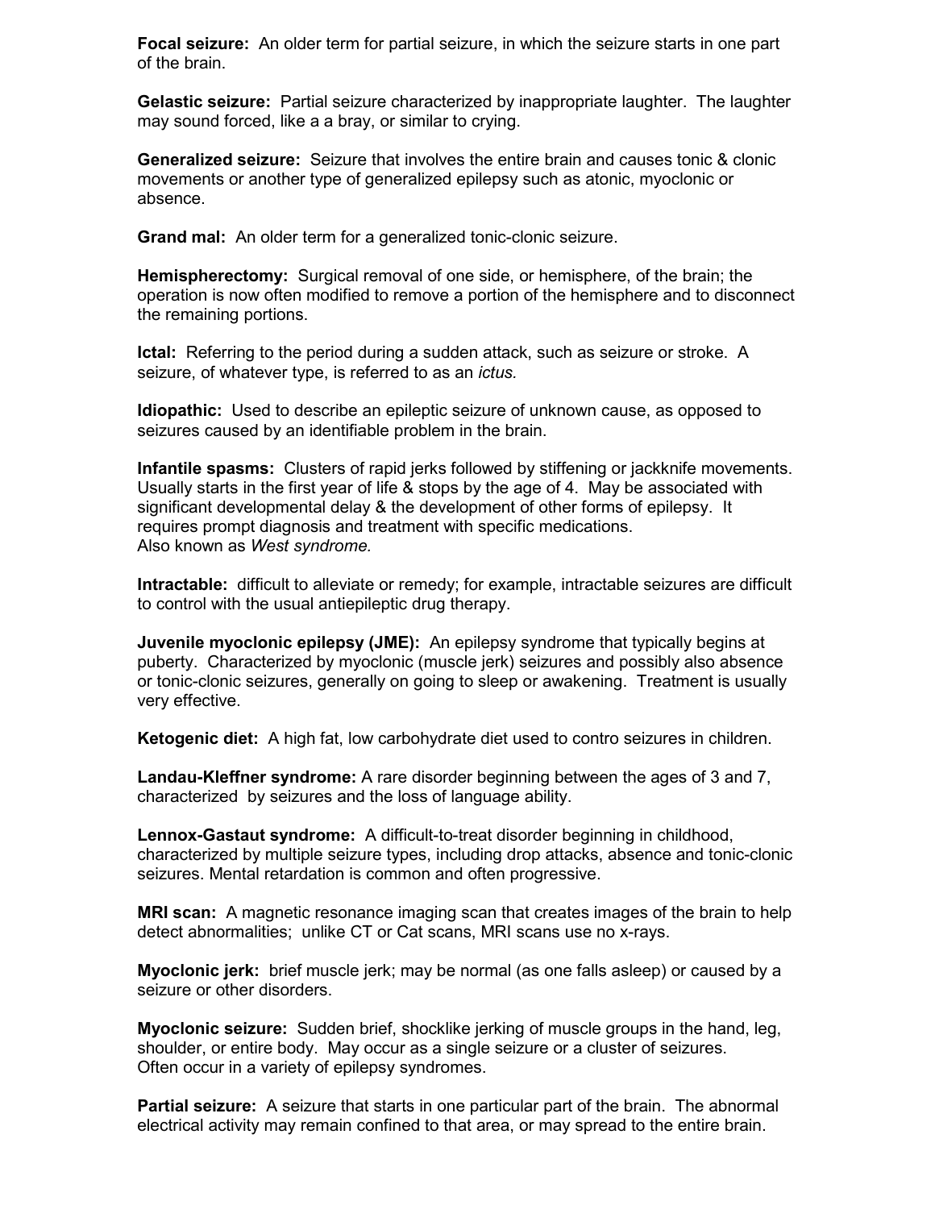**Focal seizure:** An older term for partial seizure, in which the seizure starts in one part of the brain.

**Gelastic seizure:** Partial seizure characterized by inappropriate laughter. The laughter may sound forced, like a a bray, or similar to crying.

**Generalized seizure:** Seizure that involves the entire brain and causes tonic & clonic movements or another type of generalized epilepsy such as atonic, myoclonic or absence.

**Grand mal:** An older term for a generalized tonic-clonic seizure.

**Hemispherectomy:** Surgical removal of one side, or hemisphere, of the brain; the operation is now often modified to remove a portion of the hemisphere and to disconnect the remaining portions.

**Ictal:** Referring to the period during a sudden attack, such as seizure or stroke. A seizure, of whatever type, is referred to as an *ictus.*

**Idiopathic:** Used to describe an epileptic seizure of unknown cause, as opposed to seizures caused by an identifiable problem in the brain.

**Infantile spasms:** Clusters of rapid jerks followed by stiffening or jackknife movements. Usually starts in the first year of life & stops by the age of 4. May be associated with significant developmental delay & the development of other forms of epilepsy. It requires prompt diagnosis and treatment with specific medications.
Also known as *West syndrome.*

**Intractable:** difficult to alleviate or remedy; for example, intractable seizures are difficult to control with the usual antiepileptic drug therapy.

**Juvenile myoclonic epilepsy (JME):** An epilepsy syndrome that typically begins at puberty. Characterized by myoclonic (muscle jerk) seizures and possibly also absence or tonic-clonic seizures, generally on going to sleep or awakening. Treatment is usually very effective.

**Ketogenic diet:** A high fat, low carbohydrate diet used to contro seizures in children.

**Landau-Kleffner syndrome:** A rare disorder beginning between the ages of 3 and 7, characterized by seizures and the loss of language ability.

**Lennox-Gastaut syndrome:** A difficult-to-treat disorder beginning in childhood, characterized by multiple seizure types, including drop attacks, absence and tonic-clonic seizures. Mental retardation is common and often progressive.

**MRI scan:** A magnetic resonance imaging scan that creates images of the brain to help detect abnormalities; unlike CT or Cat scans, MRI scans use no x-rays.

**Myoclonic jerk:** brief muscle jerk; may be normal (as one falls asleep) or caused by a seizure or other disorders.

**Myoclonic seizure:** Sudden brief, shocklike jerking of muscle groups in the hand, leg, shoulder, or entire body. May occur as a single seizure or a cluster of seizures. Often occur in a variety of epilepsy syndromes.

**Partial seizure:** A seizure that starts in one particular part of the brain. The abnormal electrical activity may remain confined to that area, or may spread to the entire brain.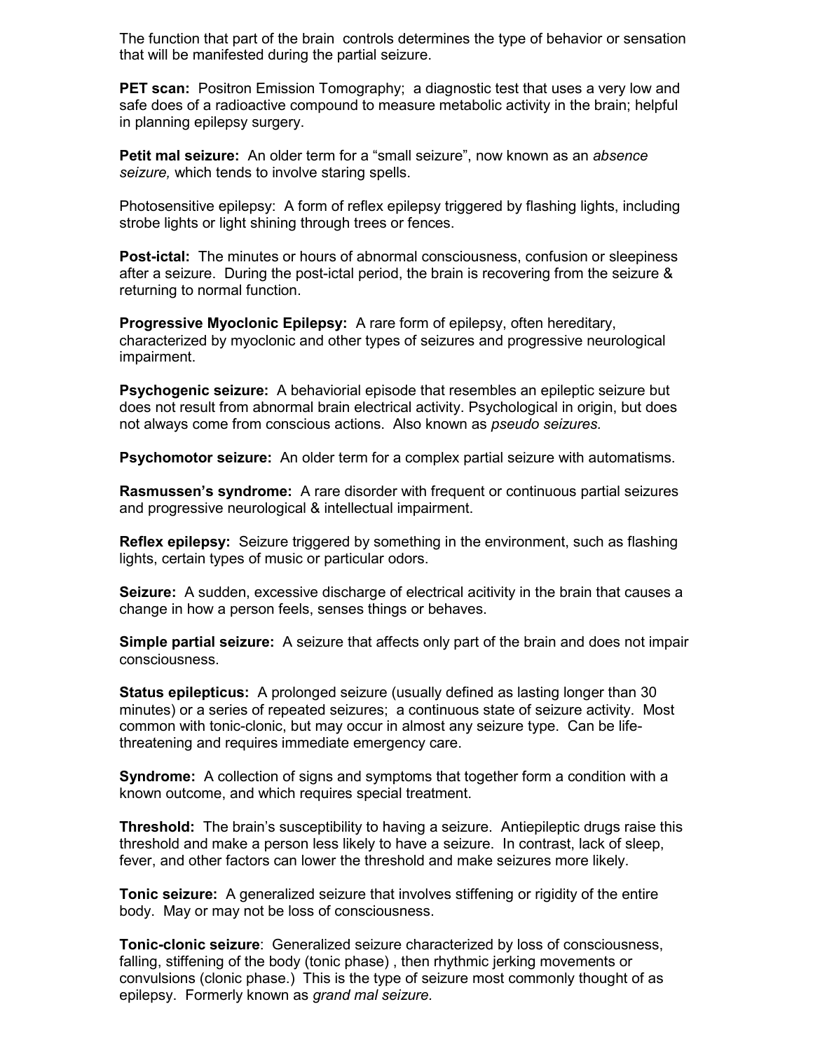The function that part of the brain  controls determines the type of behavior or sensation that will be manifested during the partial seizure.

**PET scan:**  Positron Emission Tomography;  a diagnostic test that uses a very low and safe does of a radioactive compound to measure metabolic activity in the brain; helpful in planning epilepsy surgery.

**Petit mal seizure:**  An older term for a “small seizure”, now known as an *absence seizure,* which tends to involve staring spells.

Photosensitive epilepsy:  A form of reflex epilepsy triggered by flashing lights, including strobe lights or light shining through trees or fences.

**Post-ictal:**  The minutes or hours of abnormal consciousness, confusion or sleepiness after a seizure.  During the post-ictal period, the brain is recovering from the seizure & returning to normal function.

**Progressive Myoclonic Epilepsy:**  A rare form of epilepsy, often hereditary, characterized by myoclonic and other types of seizures and progressive neurological impairment.

**Psychogenic seizure:**  A behaviorial episode that resembles an epileptic seizure but does not result from abnormal brain electrical activity. Psychological in origin, but does not always come from conscious actions.  Also known as *pseudo seizures.*

**Psychomotor seizure:**  An older term for a complex partial seizure with automatisms.

**Rasmussen’s syndrome:**  A rare disorder with frequent or continuous partial seizures and progressive neurological & intellectual impairment.

**Reflex epilepsy:**  Seizure triggered by something in the environment, such as flashing lights, certain types of music or particular odors.

**Seizure:**  A sudden, excessive discharge of electrical acitivity in the brain that causes a change in how a person feels, senses things or behaves.

**Simple partial seizure:**  A seizure that affects only part of the brain and does not impair consciousness.

**Status epilepticus:**  A prolonged seizure (usually defined as lasting longer than 30 minutes) or a series of repeated seizures;  a continuous state of seizure activity.  Most common with tonic-clonic, but may occur in almost any seizure type.  Can be life-threatening and requires immediate emergency care.

**Syndrome:**  A collection of signs and symptoms that together form a condition with a known outcome, and which requires special treatment.

**Threshold:**  The brain’s susceptibility to having a seizure.  Antiepileptic drugs raise this threshold and make a person less likely to have a seizure.  In contrast, lack of sleep, fever, and other factors can lower the threshold and make seizures more likely.

**Tonic seizure:**  A generalized seizure that involves stiffening or rigidity of the entire body.  May or may not be loss of consciousness.

**Tonic-clonic seizure**:  Generalized seizure characterized by loss of consciousness, falling, stiffening of the body (tonic phase) , then rhythmic jerking movements or convulsions (clonic phase.)  This is the type of seizure most commonly thought of as epilepsy.  Formerly known as *grand mal seizure.*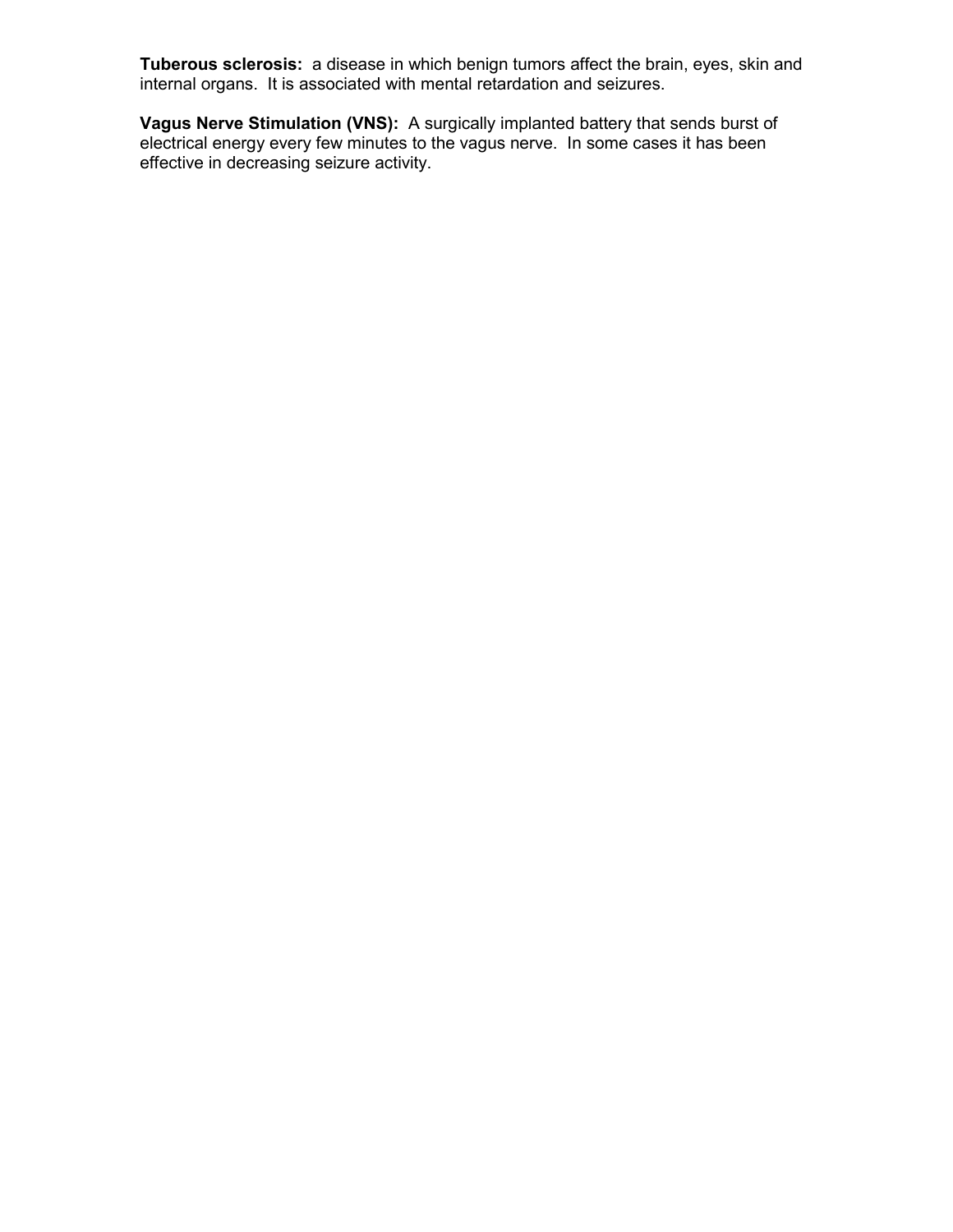**Tuberous sclerosis:** a disease in which benign tumors affect the brain, eyes, skin and internal organs. It is associated with mental retardation and seizures.

**Vagus Nerve Stimulation (VNS):** A surgically implanted battery that sends burst of electrical energy every few minutes to the vagus nerve. In some cases it has been effective in decreasing seizure activity.